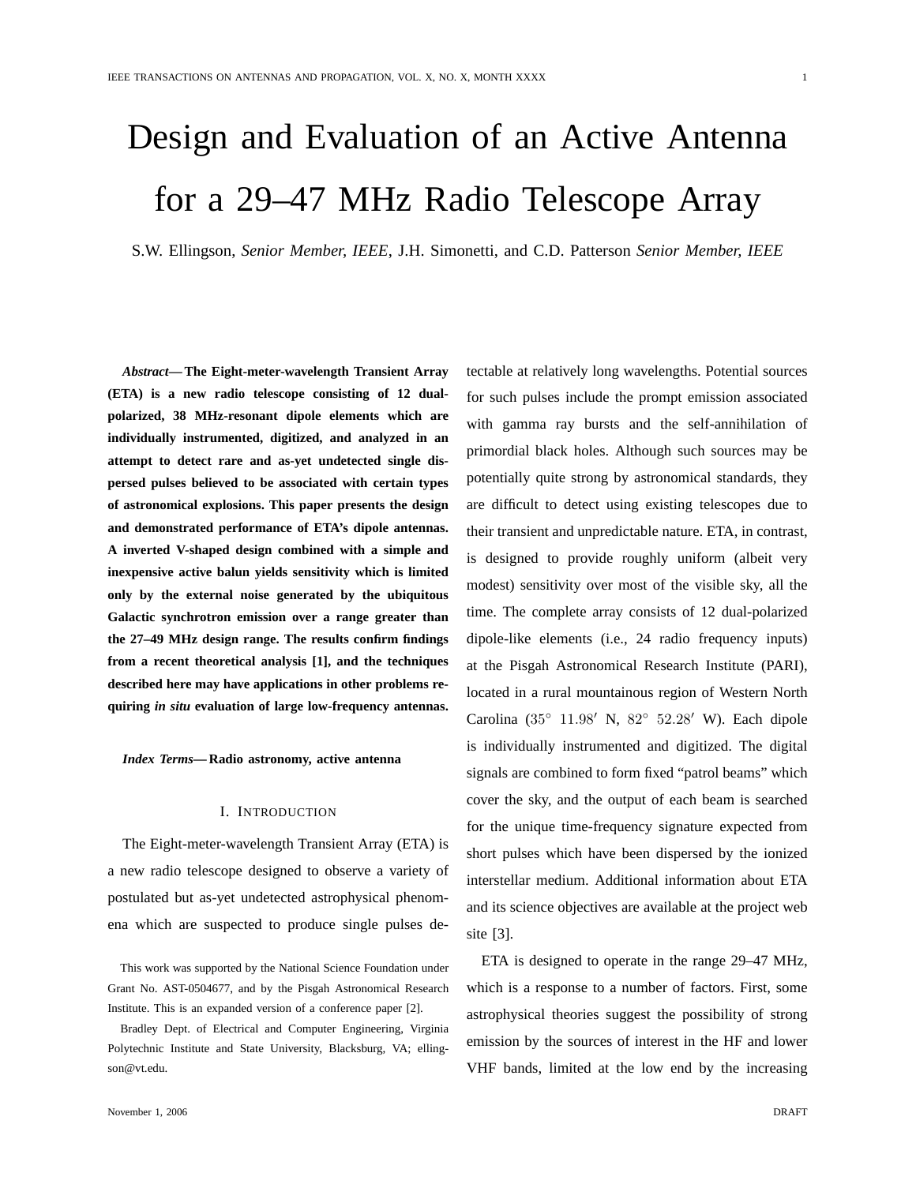# Design and Evaluation of an Active Antenna for a 29–47 MHz Radio Telescope Array

S.W. Ellingson, *Senior Member, IEEE*, J.H. Simonetti, and C.D. Patterson *Senior Member, IEEE*

***Abstract*— The Eight-meter-wavelength Transient Array (ETA) is a new radio telescope consisting of 12 dual-polarized, 38 MHz-resonant dipole elements which are individually instrumented, digitized, and analyzed in an attempt to detect rare and as-yet undetected single dispersed pulses believed to be associated with certain types of astronomical explosions. This paper presents the design and demonstrated performance of ETA's dipole antennas. A inverted V-shaped design combined with a simple and inexpensive active balun yields sensitivity which is limited only by the external noise generated by the ubiquitous Galactic synchrotron emission over a range greater than the 27–49 MHz design range. The results confirm findings from a recent theoretical analysis [1], and the techniques described here may have applications in other problems requiring *in situ* evaluation of large low-frequency antennas.**

***Index Terms*— Radio astronomy, active antenna**

## I. Introduction

The Eight-meter-wavelength Transient Array (ETA) is a new radio telescope designed to observe a variety of postulated but as-yet undetected astrophysical phenomena which are suspected to produce single pulses detectable at relatively long wavelengths. Potential sources for such pulses include the prompt emission associated with gamma ray bursts and the self-annihilation of primordial black holes. Although such sources may be potentially quite strong by astronomical standards, they are difficult to detect using existing telescopes due to their transient and unpredictable nature. ETA, in contrast, is designed to provide roughly uniform (albeit very modest) sensitivity over most of the visible sky, all the time. The complete array consists of 12 dual-polarized dipole-like elements (i.e., 24 radio frequency inputs) at the Pisgah Astronomical Research Institute (PARI), located in a rural mountainous region of Western North Carolina ($35^\circ\ 11.98'$ N, $82^\circ\ 52.28'$ W). Each dipole is individually instrumented and digitized. The digital signals are combined to form fixed "patrol beams" which cover the sky, and the output of each beam is searched for the unique time-frequency signature expected from short pulses which have been dispersed by the ionized interstellar medium. Additional information about ETA and its science objectives are available at the project web site [3].

ETA is designed to operate in the range 29–47 MHz, which is a response to a number of factors. First, some astrophysical theories suggest the possibility of strong emission by the sources of interest in the HF and lower VHF bands, limited at the low end by the increasing

This work was supported by the National Science Foundation under Grant No. AST-0504677, and by the Pisgah Astronomical Research Institute. This is an expanded version of a conference paper [2].

Bradley Dept. of Electrical and Computer Engineering, Virginia Polytechnic Institute and State University, Blacksburg, VA; ellingson@vt.edu.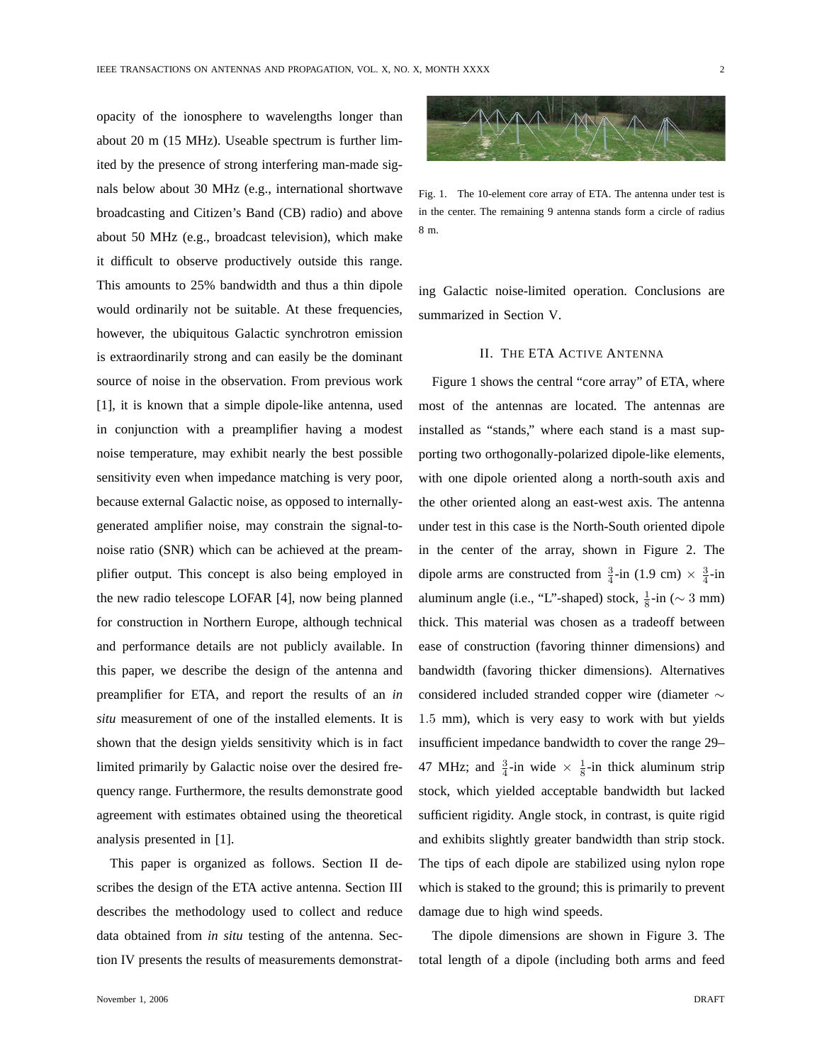opacity of the ionosphere to wavelengths longer than about 20 m (15 MHz). Useable spectrum is further limited by the presence of strong interfering man-made signals below about 30 MHz (e.g., international shortwave broadcasting and Citizen's Band (CB) radio) and above about 50 MHz (e.g., broadcast television), which make it difficult to observe productively outside this range. This amounts to 25% bandwidth and thus a thin dipole would ordinarily not be suitable. At these frequencies, however, the ubiquitous Galactic synchrotron emission is extraordinarily strong and can easily be the dominant source of noise in the observation. From previous work [1], it is known that a simple dipole-like antenna, used in conjunction with a preamplifier having a modest noise temperature, may exhibit nearly the best possible sensitivity even when impedance matching is very poor, because external Galactic noise, as opposed to internally-generated amplifier noise, may constrain the signal-to-noise ratio (SNR) which can be achieved at the preamplifier output. This concept is also being employed in the new radio telescope LOFAR [4], now being planned for construction in Northern Europe, although technical and performance details are not publicly available. In this paper, we describe the design of the antenna and preamplifier for ETA, and report the results of an *in situ* measurement of one of the installed elements. It is shown that the design yields sensitivity which is in fact limited primarily by Galactic noise over the desired frequency range. Furthermore, the results demonstrate good agreement with estimates obtained using the theoretical analysis presented in [1].

This paper is organized as follows. Section II describes the design of the ETA active antenna. Section III describes the methodology used to collect and reduce data obtained from *in situ* testing of the antenna. Section IV presents the results of measurements demonstrating Galactic noise-limited operation. Conclusions are summarized in Section V.

Fig. 1. The 10-element core array of ETA. The antenna under test is in the center. The remaining 9 antenna stands form a circle of radius 8 m.

## II. The ETA Active Antenna

Figure 1 shows the central "core array" of ETA, where most of the antennas are located. The antennas are installed as "stands," where each stand is a mast supporting two orthogonally-polarized dipole-like elements, with one dipole oriented along a north-south axis and the other oriented along an east-west axis. The antenna under test in this case is the North-South oriented dipole in the center of the array, shown in Figure 2. The dipole arms are constructed from $\frac{3}{4}$-in (1.9 cm) $\times$ $\frac{3}{4}$-in aluminum angle (i.e., "L"-shaped) stock, $\frac{1}{8}$-in ($\sim 3$ mm) thick. This material was chosen as a tradeoff between ease of construction (favoring thinner dimensions) and bandwidth (favoring thicker dimensions). Alternatives considered included stranded copper wire (diameter $\sim 1.5$ mm), which is very easy to work with but yields insufficient impedance bandwidth to cover the range 29–47 MHz; and $\frac{3}{4}$-in wide $\times$ $\frac{1}{8}$-in thick aluminum strip stock, which yielded acceptable bandwidth but lacked sufficient rigidity. Angle stock, in contrast, is quite rigid and exhibits slightly greater bandwidth than strip stock. The tips of each dipole are stabilized using nylon rope which is staked to the ground; this is primarily to prevent damage due to high wind speeds.

The dipole dimensions are shown in Figure 3. The total length of a dipole (including both arms and feed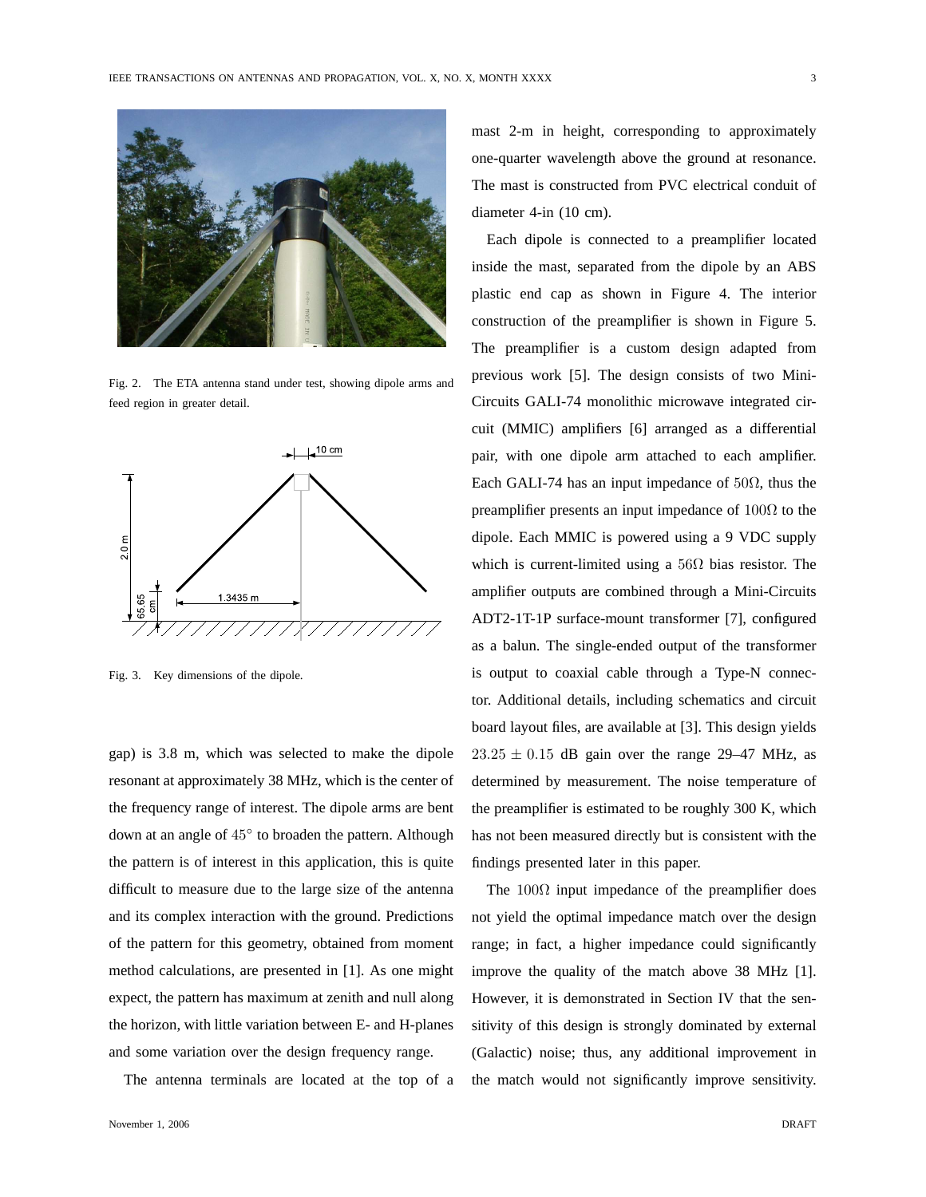Fig. 2. The ETA antenna stand under test, showing dipole arms and feed region in greater detail.

Fig. 3. Key dimensions of the dipole.

gap) is 3.8 m, which was selected to make the dipole resonant at approximately 38 MHz, which is the center of the frequency range of interest. The dipole arms are bent down at an angle of $45^{\circ}$ to broaden the pattern. Although the pattern is of interest in this application, this is quite difficult to measure due to the large size of the antenna and its complex interaction with the ground. Predictions of the pattern for this geometry, obtained from moment method calculations, are presented in [1]. As one might expect, the pattern has maximum at zenith and null along the horizon, with little variation between E- and H-planes and some variation over the design frequency range.

The antenna terminals are located at the top of a mast 2-m in height, corresponding to approximately one-quarter wavelength above the ground at resonance. The mast is constructed from PVC electrical conduit of diameter 4-in (10 cm).

Each dipole is connected to a preamplifier located inside the mast, separated from the dipole by an ABS plastic end cap as shown in Figure 4. The interior construction of the preamplifier is shown in Figure 5. The preamplifier is a custom design adapted from previous work [5]. The design consists of two Mini-Circuits GALI-74 monolithic microwave integrated circuit (MMIC) amplifiers [6] arranged as a differential pair, with one dipole arm attached to each amplifier. Each GALI-74 has an input impedance of $50\Omega$, thus the preamplifier presents an input impedance of $100\Omega$ to the dipole. Each MMIC is powered using a 9 VDC supply which is current-limited using a $56\Omega$ bias resistor. The amplifier outputs are combined through a Mini-Circuits ADT2-1T-1P surface-mount transformer [7], configured as a balun. The single-ended output of the transformer is output to coaxial cable through a Type-N connector. Additional details, including schematics and circuit board layout files, are available at [3]. This design yields $23.25 \pm 0.15$ dB gain over the range 29–47 MHz, as determined by measurement. The noise temperature of the preamplifier is estimated to be roughly 300 K, which has not been measured directly but is consistent with the findings presented later in this paper.

The $100\Omega$ input impedance of the preamplifier does not yield the optimal impedance match over the design range; in fact, a higher impedance could significantly improve the quality of the match above 38 MHz [1]. However, it is demonstrated in Section IV that the sensitivity of this design is strongly dominated by external (Galactic) noise; thus, any additional improvement in the match would not significantly improve sensitivity.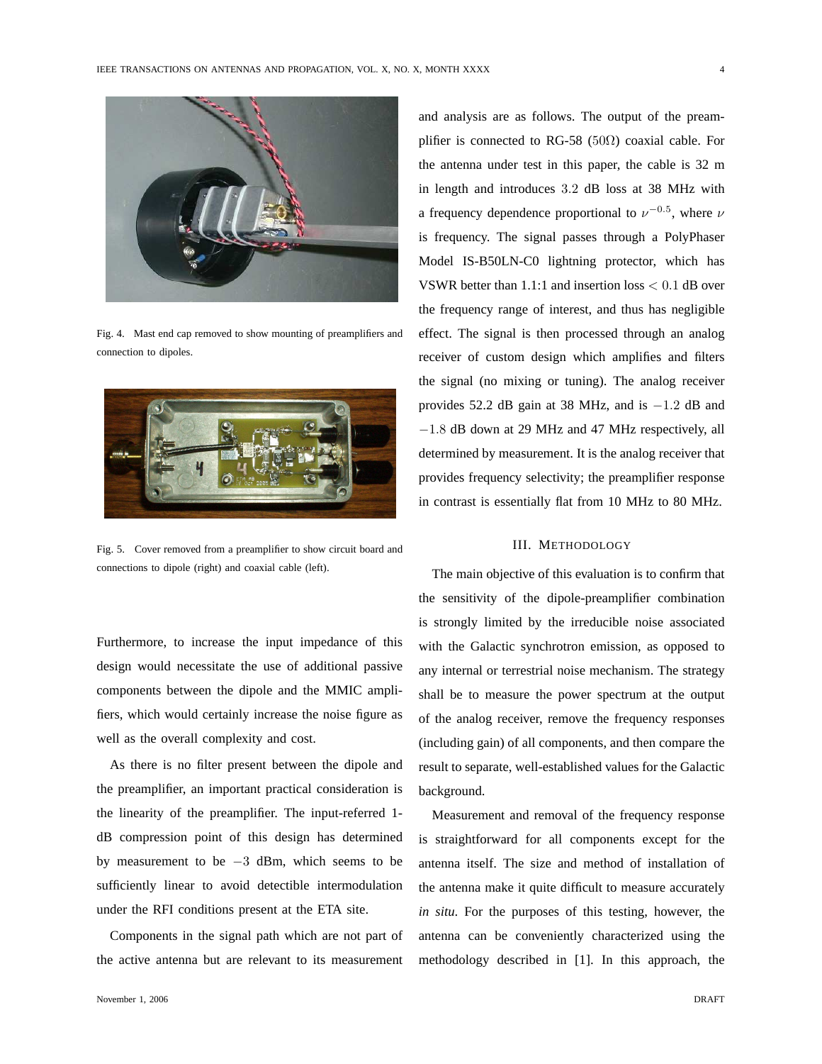Fig. 4. Mast end cap removed to show mounting of preamplifiers and connection to dipoles.

Fig. 5. Cover removed from a preamplifier to show circuit board and connections to dipole (right) and coaxial cable (left).

Furthermore, to increase the input impedance of this design would necessitate the use of additional passive components between the dipole and the MMIC amplifiers, which would certainly increase the noise figure as well as the overall complexity and cost.

As there is no filter present between the dipole and the preamplifier, an important practical consideration is the linearity of the preamplifier. The input-referred 1-dB compression point of this design has determined by measurement to be $-3$ dBm, which seems to be sufficiently linear to avoid detectible intermodulation under the RFI conditions present at the ETA site.

Components in the signal path which are not part of the active antenna but are relevant to its measurement and analysis are as follows. The output of the preamplifier is connected to RG-58 ($50\Omega$) coaxial cable. For the antenna under test in this paper, the cable is 32 m in length and introduces $3.2$ dB loss at 38 MHz with a frequency dependence proportional to $\nu^{-0.5}$, where $\nu$ is frequency. The signal passes through a PolyPhaser Model IS-B50LN-C0 lightning protector, which has VSWR better than 1.1:1 and insertion loss $< 0.1$ dB over the frequency range of interest, and thus has negligible effect. The signal is then processed through an analog receiver of custom design which amplifies and filters the signal (no mixing or tuning). The analog receiver provides 52.2 dB gain at 38 MHz, and is $-1.2$ dB and $-1.8$ dB down at 29 MHz and 47 MHz respectively, all determined by measurement. It is the analog receiver that provides frequency selectivity; the preamplifier response in contrast is essentially flat from 10 MHz to 80 MHz.

## III. Methodology

The main objective of this evaluation is to confirm that the sensitivity of the dipole-preamplifier combination is strongly limited by the irreducible noise associated with the Galactic synchrotron emission, as opposed to any internal or terrestrial noise mechanism. The strategy shall be to measure the power spectrum at the output of the analog receiver, remove the frequency responses (including gain) of all components, and then compare the result to separate, well-established values for the Galactic background.

Measurement and removal of the frequency response is straightforward for all components except for the antenna itself. The size and method of installation of the antenna make it quite difficult to measure accurately *in situ*. For the purposes of this testing, however, the antenna can be conveniently characterized using the methodology described in [1]. In this approach, the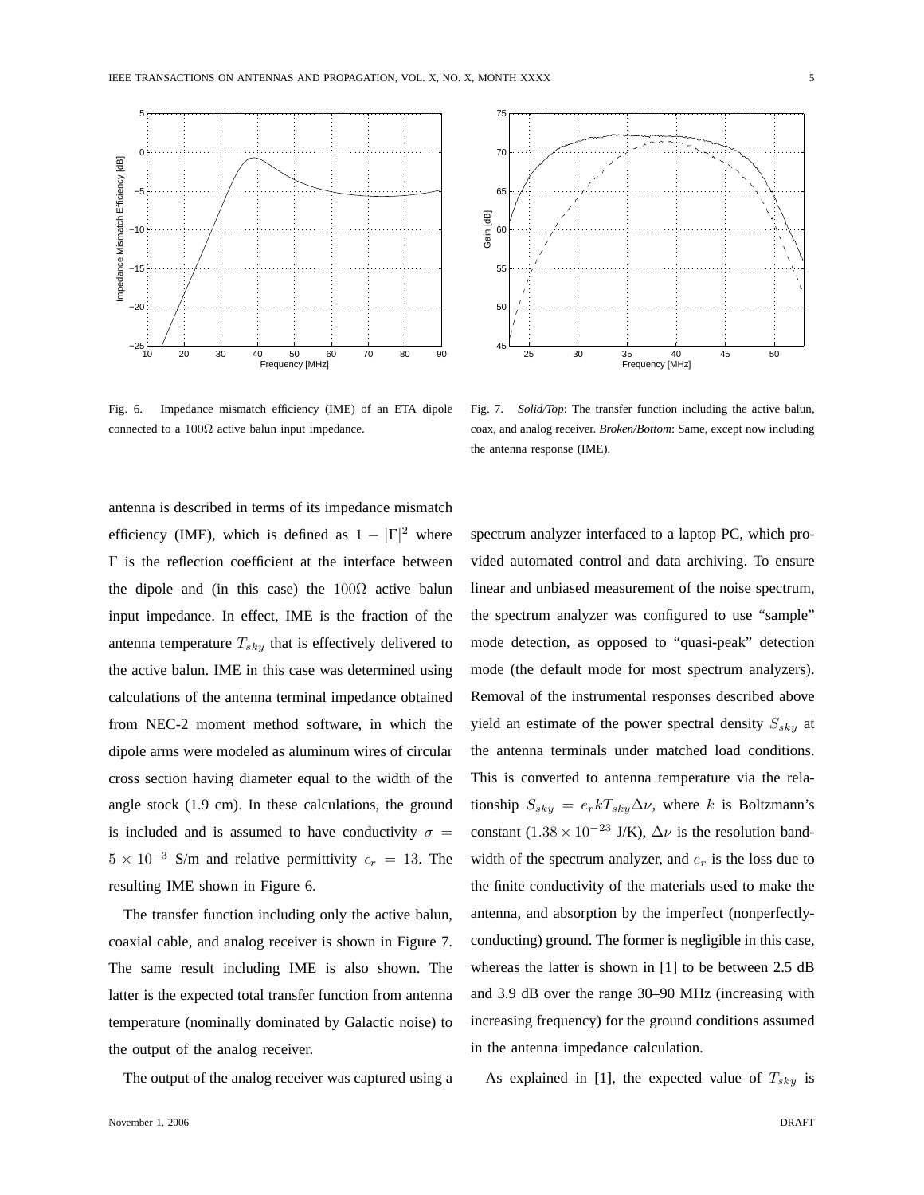Fig. 6. Impedance mismatch efficiency (IME) of an ETA dipole connected to a $100\Omega$ active balun input impedance.

Fig. 7. *Solid/Top*: The transfer function including the active balun, coax, and analog receiver. *Broken/Bottom*: Same, except now including the antenna response (IME).

antenna is described in terms of its impedance mismatch efficiency (IME), which is defined as $1 - |\Gamma|^2$ where $\Gamma$ is the reflection coefficient at the interface between the dipole and (in this case) the $100\Omega$ active balun input impedance. In effect, IME is the fraction of the antenna temperature $T_{sky}$ that is effectively delivered to the active balun. IME in this case was determined using calculations of the antenna terminal impedance obtained from NEC-2 moment method software, in which the dipole arms were modeled as aluminum wires of circular cross section having diameter equal to the width of the angle stock (1.9 cm). In these calculations, the ground is included and is assumed to have conductivity $\sigma = 5 \times 10^{-3}$ S/m and relative permittivity $\epsilon_r = 13$. The resulting IME shown in Figure 6.

The transfer function including only the active balun, coaxial cable, and analog receiver is shown in Figure 7. The same result including IME is also shown. The latter is the expected total transfer function from antenna temperature (nominally dominated by Galactic noise) to the output of the analog receiver.

The output of the analog receiver was captured using a spectrum analyzer interfaced to a laptop PC, which provided automated control and data archiving. To ensure linear and unbiased measurement of the noise spectrum, the spectrum analyzer was configured to use "sample" mode detection, as opposed to "quasi-peak" detection mode (the default mode for most spectrum analyzers). Removal of the instrumental responses described above yield an estimate of the power spectral density $S_{sky}$ at the antenna terminals under matched load conditions. This is converted to antenna temperature via the relationship $S_{sky} = e_r k T_{sky} \Delta\nu$, where $k$ is Boltzmann's constant ($1.38 \times 10^{-23}$ J/K), $\Delta\nu$ is the resolution bandwidth of the spectrum analyzer, and $e_r$ is the loss due to the finite conductivity of the materials used to make the antenna, and absorption by the imperfect (nonperfectly-conducting) ground. The former is negligible in this case, whereas the latter is shown in [1] to be between 2.5 dB and 3.9 dB over the range 30–90 MHz (increasing with increasing frequency) for the ground conditions assumed in the antenna impedance calculation.

As explained in [1], the expected value of $T_{sky}$ is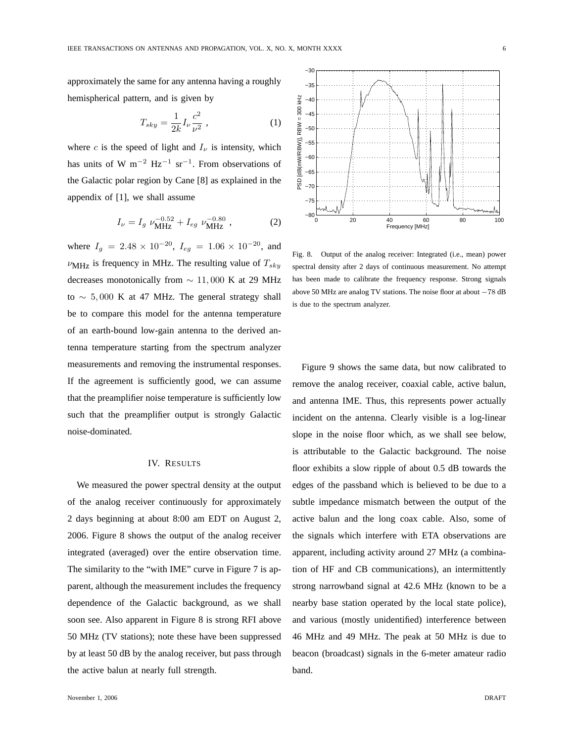approximately the same for any antenna having a roughly hemispherical pattern, and is given by

$$T_{sky} = \frac{1}{2k} I_\nu \frac{c^2}{\nu^2} \ , \tag{1}$$

where $c$ is the speed of light and $I_\nu$ is intensity, which has units of W m$^{-2}$ Hz$^{-1}$ sr$^{-1}$. From observations of the Galactic polar region by Cane [8] as explained in the appendix of [1], we shall assume

$$I_\nu = I_g \ \nu_{\rm MHz}^{-0.52} + I_{eg} \ \nu_{\rm MHz}^{-0.80} \ , \tag{2}$$

where $I_g = 2.48 \times 10^{-20}$, $I_{eg} = 1.06 \times 10^{-20}$, and $\nu_{\rm MHz}$ is frequency in MHz. The resulting value of $T_{sky}$ decreases monotonically from $\sim 11,000$ K at 29 MHz to $\sim 5,000$ K at 47 MHz. The general strategy shall be to compare this model for the antenna temperature of an earth-bound low-gain antenna to the derived antenna temperature starting from the spectrum analyzer measurements and removing the instrumental responses. If the agreement is sufficiently good, we can assume that the preamplifier noise temperature is sufficiently low such that the preamplifier output is strongly Galactic noise-dominated.

## IV. Results

We measured the power spectral density at the output of the analog receiver continuously for approximately 2 days beginning at about 8:00 am EDT on August 2, 2006. Figure 8 shows the output of the analog receiver integrated (averaged) over the entire observation time. The similarity to the "with IME" curve in Figure 7 is apparent, although the measurement includes the frequency dependence of the Galactic background, as we shall soon see. Also apparent in Figure 8 is strong RFI above 50 MHz (TV stations); note these have been suppressed by at least 50 dB by the analog receiver, but pass through the active balun at nearly full strength.

Fig. 8. Output of the analog receiver: Integrated (i.e., mean) power spectral density after 2 days of continuous measurement. No attempt has been made to calibrate the frequency response. Strong signals above 50 MHz are analog TV stations. The noise floor at about $-78$ dB is due to the spectrum analyzer.

Figure 9 shows the same data, but now calibrated to remove the analog receiver, coaxial cable, active balun, and antenna IME. Thus, this represents power actually incident on the antenna. Clearly visible is a log-linear slope in the noise floor which, as we shall see below, is attributable to the Galactic background. The noise floor exhibits a slow ripple of about 0.5 dB towards the edges of the passband which is believed to be due to a subtle impedance mismatch between the output of the active balun and the long coax cable. Also, some of the signals which interfere with ETA observations are apparent, including activity around 27 MHz (a combination of HF and CB communications), an intermittently strong narrowband signal at 42.6 MHz (known to be a nearby base station operated by the local state police), and various (mostly unidentified) interference between 46 MHz and 49 MHz. The peak at 50 MHz is due to beacon (broadcast) signals in the 6-meter amateur radio band.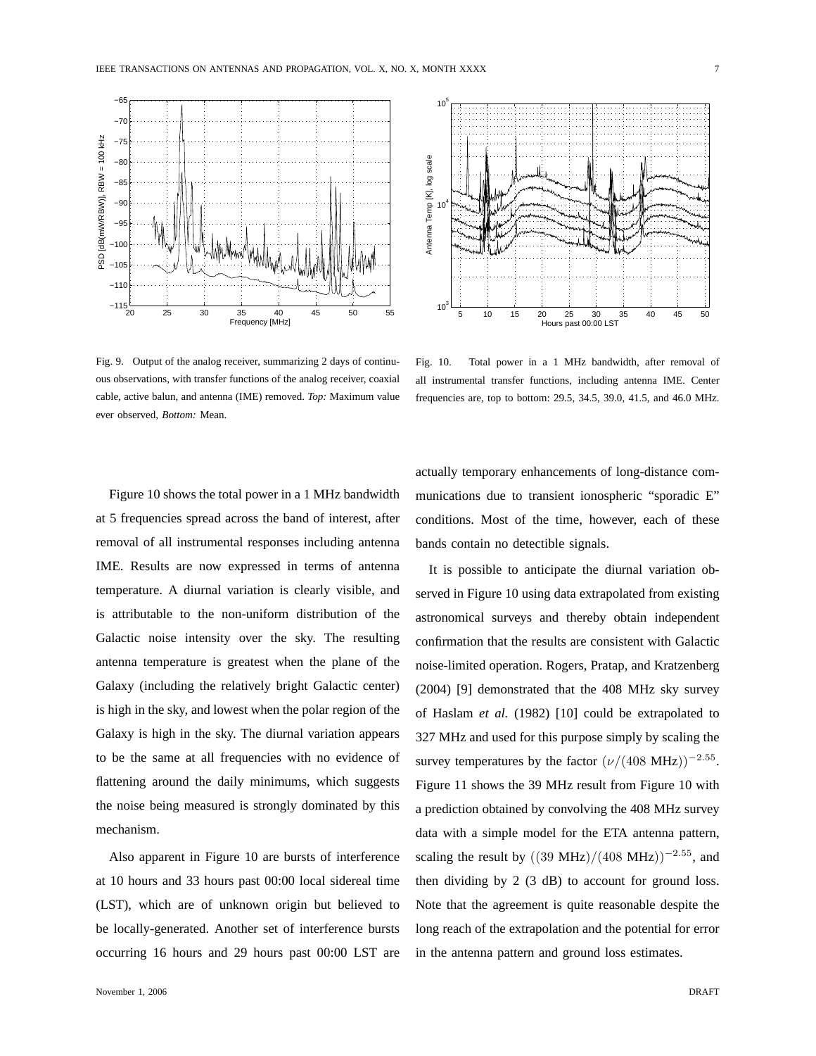Fig. 9. Output of the analog receiver, summarizing 2 days of continuous observations, with transfer functions of the analog receiver, coaxial cable, active balun, and antenna (IME) removed. *Top:* Maximum value ever observed, *Bottom:* Mean.

Fig. 10. Total power in a 1 MHz bandwidth, after removal of all instrumental transfer functions, including antenna IME. Center frequencies are, top to bottom: 29.5, 34.5, 39.0, 41.5, and 46.0 MHz.

Figure 10 shows the total power in a 1 MHz bandwidth at 5 frequencies spread across the band of interest, after removal of all instrumental responses including antenna IME. Results are now expressed in terms of antenna temperature. A diurnal variation is clearly visible, and is attributable to the non-uniform distribution of the Galactic noise intensity over the sky. The resulting antenna temperature is greatest when the plane of the Galaxy (including the relatively bright Galactic center) is high in the sky, and lowest when the polar region of the Galaxy is high in the sky. The diurnal variation appears to be the same at all frequencies with no evidence of flattening around the daily minimums, which suggests the noise being measured is strongly dominated by this mechanism.

Also apparent in Figure 10 are bursts of interference at 10 hours and 33 hours past 00:00 local sidereal time (LST), which are of unknown origin but believed to be locally-generated. Another set of interference bursts occurring 16 hours and 29 hours past 00:00 LST are actually temporary enhancements of long-distance communications due to transient ionospheric "sporadic E" conditions. Most of the time, however, each of these bands contain no detectible signals.

It is possible to anticipate the diurnal variation observed in Figure 10 using data extrapolated from existing astronomical surveys and thereby obtain independent confirmation that the results are consistent with Galactic noise-limited operation. Rogers, Pratap, and Kratzenberg (2004) [9] demonstrated that the 408 MHz sky survey of Haslam *et al.* (1982) [10] could be extrapolated to 327 MHz and used for this purpose simply by scaling the survey temperatures by the factor $(\nu/(408\text{ MHz}))^{-2.55}$. Figure 11 shows the 39 MHz result from Figure 10 with a prediction obtained by convolving the 408 MHz survey data with a simple model for the ETA antenna pattern, scaling the result by $((39\text{ MHz})/(408\text{ MHz}))^{-2.55}$, and then dividing by 2 (3 dB) to account for ground loss. Note that the agreement is quite reasonable despite the long reach of the extrapolation and the potential for error in the antenna pattern and ground loss estimates.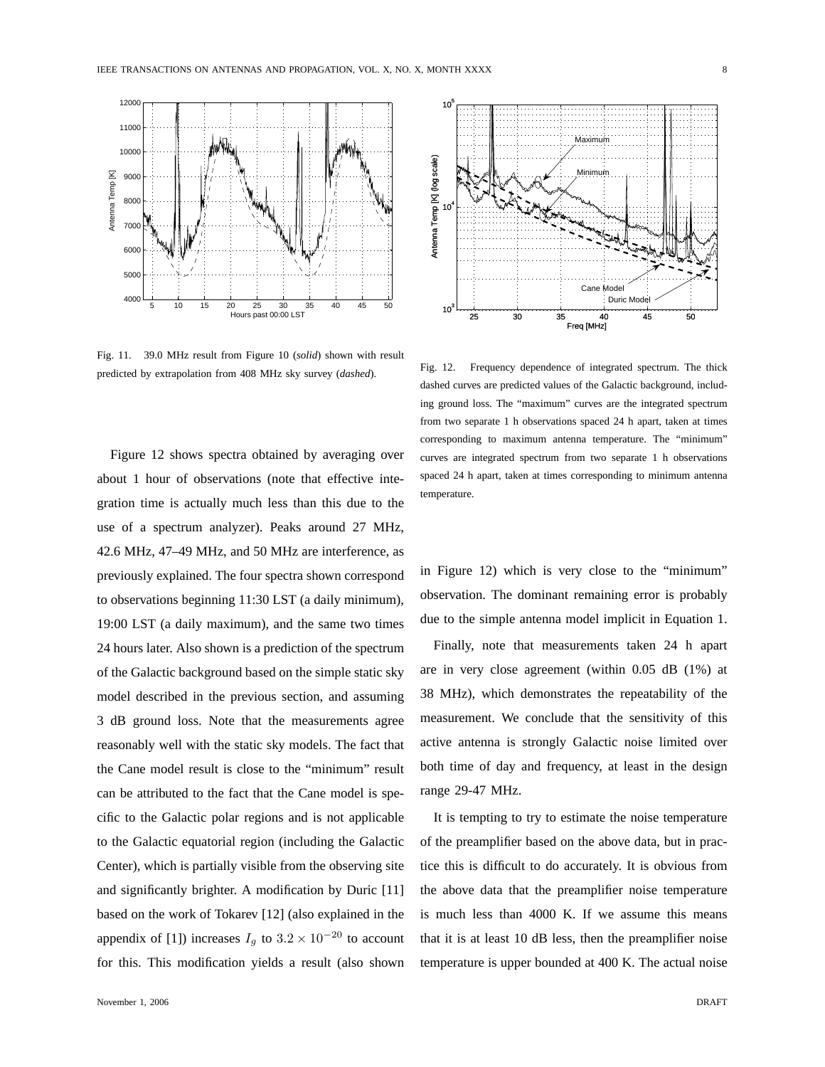Fig. 11. 39.0 MHz result from Figure 10 (*solid*) shown with result predicted by extrapolation from 408 MHz sky survey (*dashed*).

Fig. 12. Frequency dependence of integrated spectrum. The thick dashed curves are predicted values of the Galactic background, including ground loss. The "maximum" curves are the integrated spectrum from two separate 1 h observations spaced 24 h apart, taken at times corresponding to maximum antenna temperature. The "minimum" curves are integrated spectrum from two separate 1 h observations spaced 24 h apart, taken at times corresponding to minimum antenna temperature.

Figure 12 shows spectra obtained by averaging over about 1 hour of observations (note that effective integration time is actually much less than this due to the use of a spectrum analyzer). Peaks around 27 MHz, 42.6 MHz, 47–49 MHz, and 50 MHz are interference, as previously explained. The four spectra shown correspond to observations beginning 11:30 LST (a daily minimum), 19:00 LST (a daily maximum), and the same two times 24 hours later. Also shown is a prediction of the spectrum of the Galactic background based on the simple static sky model described in the previous section, and assuming 3 dB ground loss. Note that the measurements agree reasonably well with the static sky models. The fact that the Cane model result is close to the "minimum" result can be attributed to the fact that the Cane model is specific to the Galactic polar regions and is not applicable to the Galactic equatorial region (including the Galactic Center), which is partially visible from the observing site and significantly brighter. A modification by Duric [11] based on the work of Tokarev [12] (also explained in the appendix of [1]) increases $I_g$ to $3.2 \times 10^{-20}$ to account for this. This modification yields a result (also shown in Figure 12) which is very close to the "minimum" observation. The dominant remaining error is probably due to the simple antenna model implicit in Equation 1.

Finally, note that measurements taken 24 h apart are in very close agreement (within 0.05 dB (1%) at 38 MHz), which demonstrates the repeatability of the measurement. We conclude that the sensitivity of this active antenna is strongly Galactic noise limited over both time of day and frequency, at least in the design range 29-47 MHz.

It is tempting to try to estimate the noise temperature of the preamplifier based on the above data, but in practice this is difficult to do accurately. It is obvious from the above data that the preamplifier noise temperature is much less than 4000 K. If we assume this means that it is at least 10 dB less, then the preamplifier noise temperature is upper bounded at 400 K. The actual noise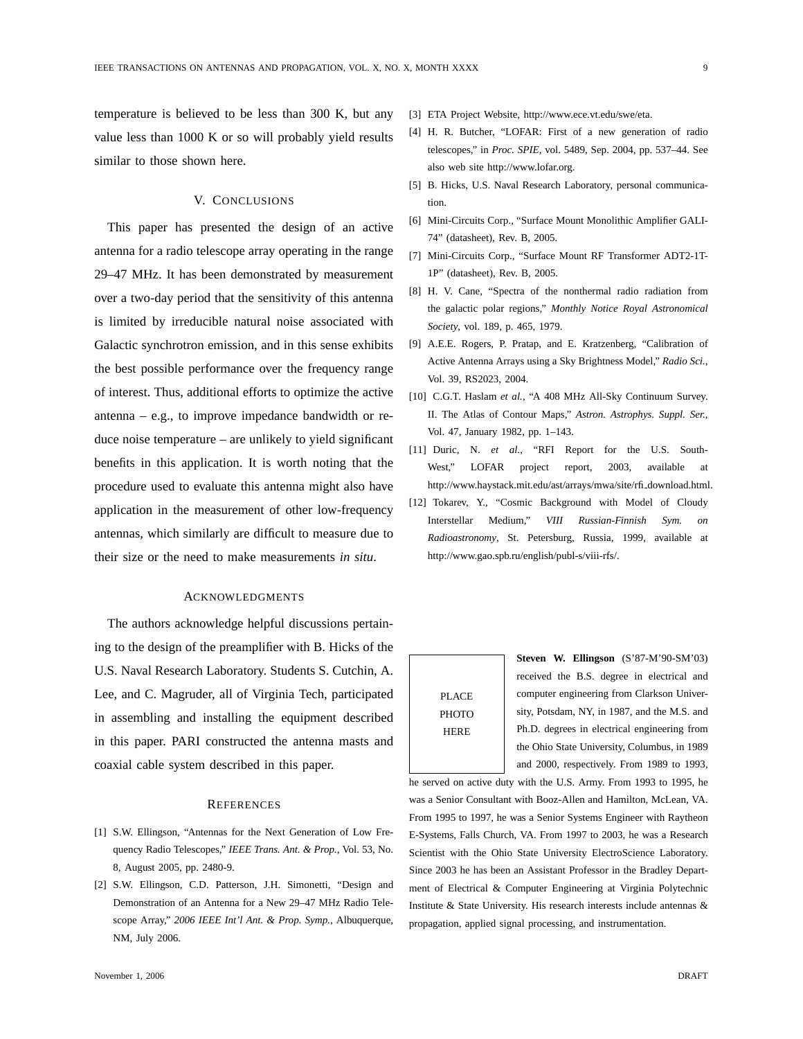temperature is believed to be less than 300 K, but any value less than 1000 K or so will probably yield results similar to those shown here.

## V. Conclusions

This paper has presented the design of an active antenna for a radio telescope array operating in the range 29–47 MHz. It has been demonstrated by measurement over a two-day period that the sensitivity of this antenna is limited by irreducible natural noise associated with Galactic synchrotron emission, and in this sense exhibits the best possible performance over the frequency range of interest. Thus, additional efforts to optimize the active antenna – e.g., to improve impedance bandwidth or reduce noise temperature – are unlikely to yield significant benefits in this application. It is worth noting that the procedure used to evaluate this antenna might also have application in the measurement of other low-frequency antennas, which similarly are difficult to measure due to their size or the need to make measurements *in situ*.

## Acknowledgments

The authors acknowledge helpful discussions pertaining to the design of the preamplifier with B. Hicks of the U.S. Naval Research Laboratory. Students S. Cutchin, A. Lee, and C. Magruder, all of Virginia Tech, participated in assembling and installing the equipment described in this paper. PARI constructed the antenna masts and coaxial cable system described in this paper.

## References

[1] S.W. Ellingson, "Antennas for the Next Generation of Low Frequency Radio Telescopes," *IEEE Trans. Ant. & Prop.*, Vol. 53, No. 8, August 2005, pp. 2480-9.

[2] S.W. Ellingson, C.D. Patterson, J.H. Simonetti, "Design and Demonstration of an Antenna for a New 29–47 MHz Radio Telescope Array," *2006 IEEE Int'l Ant. & Prop. Symp.*, Albuquerque, NM, July 2006.

[3] ETA Project Website, http://www.ece.vt.edu/swe/eta.

[4] H. R. Butcher, "LOFAR: First of a new generation of radio telescopes," in *Proc. SPIE*, vol. 5489, Sep. 2004, pp. 537–44. See also web site http://www.lofar.org.

[5] B. Hicks, U.S. Naval Research Laboratory, personal communication.

[6] Mini-Circuits Corp., "Surface Mount Monolithic Amplifier GALI-74" (datasheet), Rev. B, 2005.

[7] Mini-Circuits Corp., "Surface Mount RF Transformer ADT2-1T-1P" (datasheet), Rev. B, 2005.

[8] H. V. Cane, "Spectra of the nonthermal radio radiation from the galactic polar regions," *Monthly Notice Royal Astronomical Society*, vol. 189, p. 465, 1979.

[9] A.E.E. Rogers, P. Pratap, and E. Kratzenberg, "Calibration of Active Antenna Arrays using a Sky Brightness Model," *Radio Sci.*, Vol. 39, RS2023, 2004.

[10] C.G.T. Haslam *et al.*, "A 408 MHz All-Sky Continuum Survey. II. The Atlas of Contour Maps," *Astron. Astrophys. Suppl. Ser.*, Vol. 47, January 1982, pp. 1–143.

[11] Duric, N. *et al.*, "RFI Report for the U.S. South-West," LOFAR project report, 2003, available at http://www.haystack.mit.edu/ast/arrays/mwa/site/rfi_download.html.

[12] Tokarev, Y., "Cosmic Background with Model of Cloudy Interstellar Medium," *VIII Russian-Finnish Sym. on Radioastronomy*, St. Petersburg, Russia, 1999, available at http://www.gao.spb.ru/english/publ-s/viii-rfs/.

PLACE PHOTO HERE

**Steven W. Ellingson** (S'87-M'90-SM'03) received the B.S. degree in electrical and computer engineering from Clarkson University, Potsdam, NY, in 1987, and the M.S. and Ph.D. degrees in electrical engineering from the Ohio State University, Columbus, in 1989 and 2000, respectively. From 1989 to 1993, he served on active duty with the U.S. Army. From 1993 to 1995, he was a Senior Consultant with Booz-Allen and Hamilton, McLean, VA. From 1995 to 1997, he was a Senior Systems Engineer with Raytheon E-Systems, Falls Church, VA. From 1997 to 2003, he was a Research Scientist with the Ohio State University ElectroScience Laboratory. Since 2003 he has been an Assistant Professor in the Bradley Department of Electrical & Computer Engineering at Virginia Polytechnic Institute & State University. His research interests include antennas & propagation, applied signal processing, and instrumentation.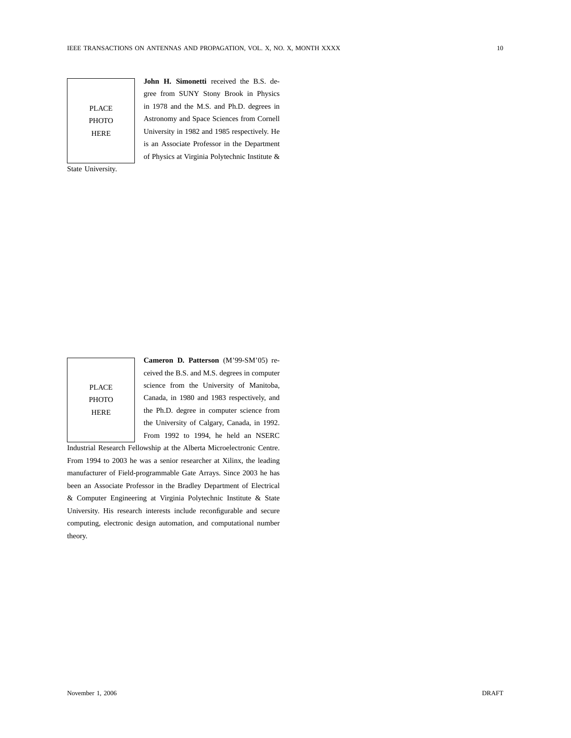PLACE PHOTO HERE

**John H. Simonetti** received the B.S. degree from SUNY Stony Brook in Physics in 1978 and the M.S. and Ph.D. degrees in Astronomy and Space Sciences from Cornell University in 1982 and 1985 respectively. He is an Associate Professor in the Department of Physics at Virginia Polytechnic Institute & State University.

PLACE PHOTO HERE

**Cameron D. Patterson** (M'99-SM'05) received the B.S. and M.S. degrees in computer science from the University of Manitoba, Canada, in 1980 and 1983 respectively, and the Ph.D. degree in computer science from the University of Calgary, Canada, in 1992. From 1992 to 1994, he held an NSERC Industrial Research Fellowship at the Alberta Microelectronic Centre. From 1994 to 2003 he was a senior researcher at Xilinx, the leading manufacturer of Field-programmable Gate Arrays. Since 2003 he has been an Associate Professor in the Bradley Department of Electrical & Computer Engineering at Virginia Polytechnic Institute & State University. His research interests include reconfigurable and secure computing, electronic design automation, and computational number theory.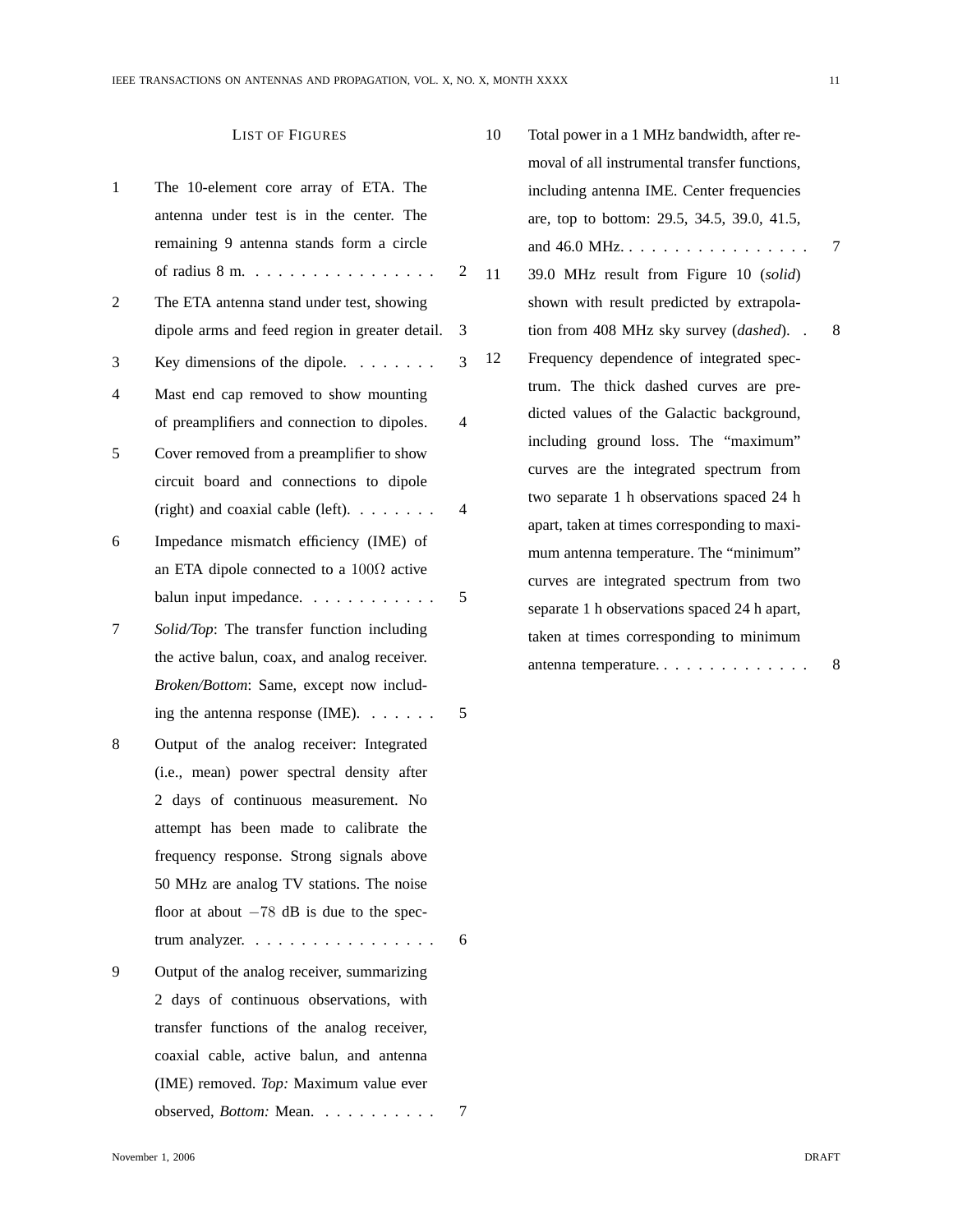## LIST OF FIGURES

1. The 10-element core array of ETA. The antenna under test is in the center. The remaining 9 antenna stands form a circle of radius 8 m. . . . . . . . . . . . . . . . . 2
2. The ETA antenna stand under test, showing dipole arms and feed region in greater detail. 3
3. Key dimensions of the dipole. . . . . . . . 3
4. Mast end cap removed to show mounting of preamplifiers and connection to dipoles. 4
5. Cover removed from a preamplifier to show circuit board and connections to dipole (right) and coaxial cable (left). . . . . . . . 4
6. Impedance mismatch efficiency (IME) of an ETA dipole connected to a $100\Omega$ active balun input impedance. . . . . . . . . . . . 5
7. *Solid/Top*: The transfer function including the active balun, coax, and analog receiver. *Broken/Bottom*: Same, except now including the antenna response (IME). . . . . . . 5
8. Output of the analog receiver: Integrated (i.e., mean) power spectral density after 2 days of continuous measurement. No attempt has been made to calibrate the frequency response. Strong signals above 50 MHz are analog TV stations. The noise floor at about $-78$ dB is due to the spectrum analyzer. . . . . . . . . . . . . . . . . 6
9. Output of the analog receiver, summarizing 2 days of continuous observations, with transfer functions of the analog receiver, coaxial cable, active balun, and antenna (IME) removed. *Top:* Maximum value ever observed, *Bottom:* Mean. . . . . . . . . . . 7
10. Total power in a 1 MHz bandwidth, after removal of all instrumental transfer functions, including antenna IME. Center frequencies are, top to bottom: 29.5, 34.5, 39.0, 41.5, and 46.0 MHz. . . . . . . . . . . . . . . . . . 7
11. 39.0 MHz result from Figure 10 (*solid*) shown with result predicted by extrapolation from 408 MHz sky survey (*dashed*). . 8
12. Frequency dependence of integrated spectrum. The thick dashed curves are predicted values of the Galactic background, including ground loss. The "maximum" curves are the integrated spectrum from two separate 1 h observations spaced 24 h apart, taken at times corresponding to maximum antenna temperature. The "minimum" curves are integrated spectrum from two separate 1 h observations spaced 24 h apart, taken at times corresponding to minimum antenna temperature. . . . . . . . . . . . . . 8